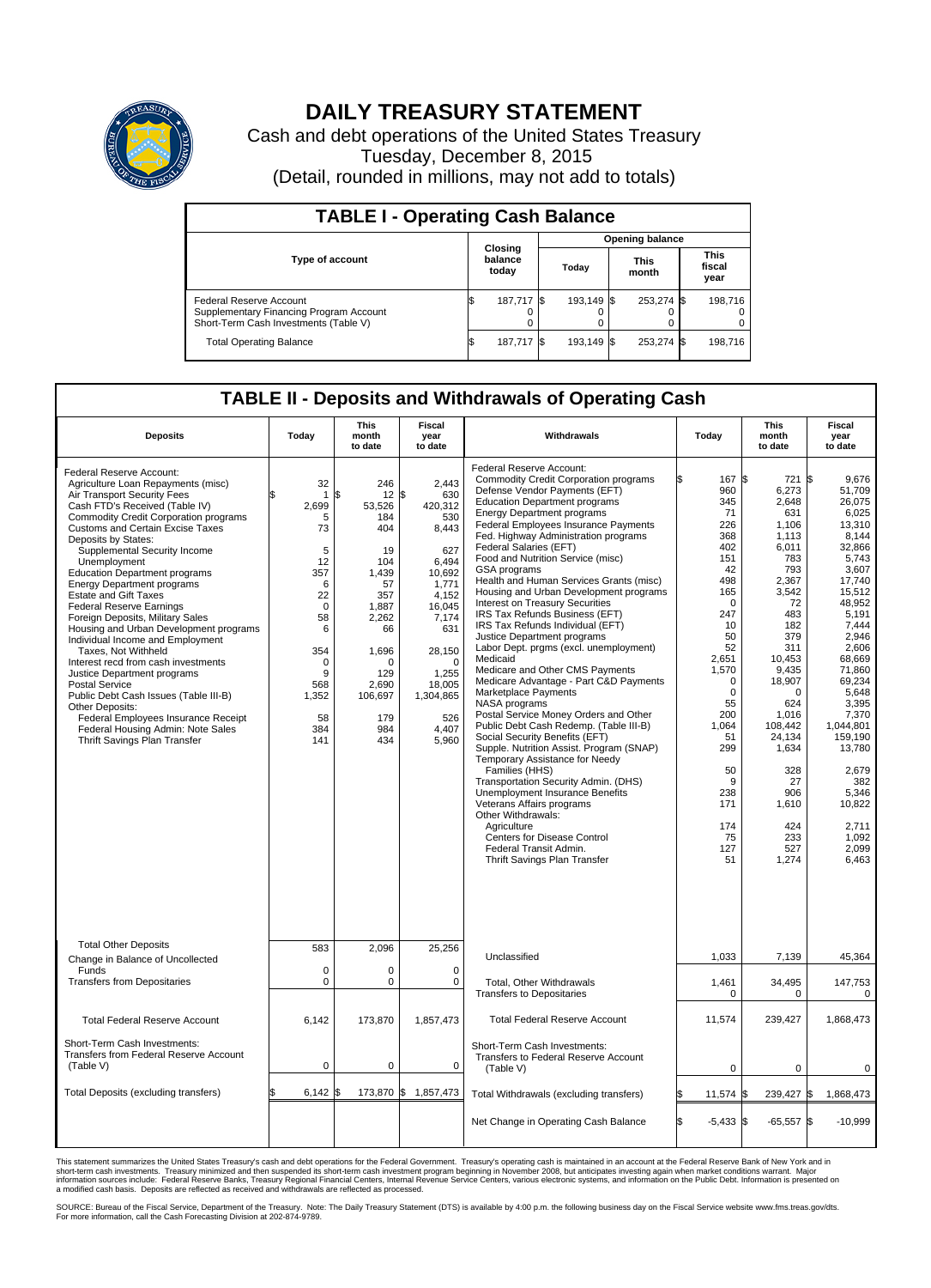# DAILY TREASURY STATEMENT

Cash and debt operations of the United States Treasury
Tuesday, December 8, 2015
(Detail, rounded in millions, may not add to totals)

## TABLE I - Operating Cash Balance

| Type of account | Closing balance today | Opening balance Today | Opening balance This month | Opening balance This fiscal year |
|---|---|---|---|---|
| Federal Reserve Account | $ 187,717 | $ 193,149 | $ 253,274 | $ 198,716 |
| Supplementary Financing Program Account | 0 | 0 | 0 | 0 |
| Short-Term Cash Investments (Table V) | 0 | 0 | 0 | 0 |
| Total Operating Balance | $ 187,717 | $ 193,149 | $ 253,274 | $ 198,716 |

## TABLE II - Deposits and Withdrawals of Operating Cash

| Deposits | Today | This month to date | Fiscal year to date |
|---|---|---|---|
| Federal Reserve Account: | | | |
| Agriculture Loan Repayments (misc) | $ 32 | $ 246 | $ 2,443 |
| Air Transport Security Fees | 1 | 12 | 630 |
| Cash FTD's Received (Table IV) | 2,699 | 53,526 | 420,312 |
| Commodity Credit Corporation programs | 5 | 184 | 530 |
| Customs and Certain Excise Taxes | 73 | 404 | 8,443 |
| Deposits by States: | | | |
| Supplemental Security Income | 5 | 19 | 627 |
| Unemployment | 12 | 104 | 6,494 |
| Education Department programs | 357 | 1,439 | 10,692 |
| Energy Department programs | 6 | 57 | 1,771 |
| Estate and Gift Taxes | 22 | 357 | 4,152 |
| Federal Reserve Earnings | 0 | 1,887 | 16,045 |
| Foreign Deposits, Military Sales | 58 | 2,262 | 7,174 |
| Housing and Urban Development programs | 6 | 66 | 631 |
| Individual Income and Employment Taxes, Not Withheld | 354 | 1,696 | 28,150 |
| Interest recd from cash investments | 0 | 0 | 0 |
| Justice Department programs | 9 | 129 | 1,255 |
| Postal Service | 568 | 2,690 | 18,005 |
| Public Debt Cash Issues (Table III-B) | 1,352 | 106,697 | 1,304,865 |
| Other Deposits: | | | |
| Federal Employees Insurance Receipt | 58 | 179 | 526 |
| Federal Housing Admin: Note Sales | 384 | 984 | 4,407 |
| Thrift Savings Plan Transfer | 141 | 434 | 5,960 |
| Total Other Deposits | 583 | 2,096 | 25,256 |
| Change in Balance of Uncollected Funds | 0 | 0 | 0 |
| Transfers from Depositaries | 0 | 0 | 0 |
| Total Federal Reserve Account | 6,142 | 173,870 | 1,857,473 |
| Short-Term Cash Investments: Transfers from Federal Reserve Account (Table V) | 0 | 0 | 0 |
| Total Deposits (excluding transfers) | $ 6,142 | $ 173,870 | $ 1,857,473 |

| Withdrawals | Today | This month to date | Fiscal year to date |
|---|---|---|---|
| Federal Reserve Account: | | | |
| Commodity Credit Corporation programs | $ 167 | $ 721 | $ 9,676 |
| Defense Vendor Payments (EFT) | 960 | 6,273 | 51,709 |
| Education Department programs | 345 | 2,648 | 26,075 |
| Energy Department programs | 71 | 631 | 6,025 |
| Federal Employees Insurance Payments | 226 | 1,106 | 13,310 |
| Fed. Highway Administration programs | 368 | 1,113 | 8,144 |
| Federal Salaries (EFT) | 402 | 6,011 | 32,866 |
| Food and Nutrition Service (misc) | 151 | 783 | 5,743 |
| GSA programs | 42 | 793 | 3,607 |
| Health and Human Services Grants (misc) | 498 | 2,367 | 17,740 |
| Housing and Urban Development programs | 165 | 3,542 | 15,512 |
| Interest on Treasury Securities | 0 | 72 | 48,952 |
| IRS Tax Refunds Business (EFT) | 247 | 483 | 5,191 |
| IRS Tax Refunds Individual (EFT) | 10 | 182 | 7,444 |
| Justice Department programs | 50 | 379 | 2,946 |
| Labor Dept. prgms (excl. unemployment) | 52 | 311 | 2,606 |
| Medicaid | 2,651 | 10,453 | 68,669 |
| Medicare and Other CMS Payments | 1,570 | 9,435 | 71,860 |
| Medicare Advantage - Part C&D Payments | 0 | 18,907 | 69,234 |
| Marketplace Payments | 0 | 0 | 5,648 |
| NASA programs | 55 | 624 | 3,395 |
| Postal Service Money Orders and Other | 200 | 1,016 | 7,370 |
| Public Debt Cash Redemp. (Table III-B) | 1,064 | 108,442 | 1,044,801 |
| Social Security Benefits (EFT) | 51 | 24,134 | 159,190 |
| Supple. Nutrition Assist. Program (SNAP) | 299 | 1,634 | 13,780 |
| Temporary Assistance for Needy Families (HHS) | 50 | 328 | 2,679 |
| Transportation Security Admin. (DHS) | 9 | 27 | 382 |
| Unemployment Insurance Benefits | 238 | 906 | 5,346 |
| Veterans Affairs programs | 171 | 1,610 | 10,822 |
| Other Withdrawals: | | | |
| Agriculture | 174 | 424 | 2,711 |
| Centers for Disease Control | 75 | 233 | 1,092 |
| Federal Transit Admin. | 127 | 527 | 2,099 |
| Thrift Savings Plan Transfer | 51 | 1,274 | 6,463 |
| Unclassified | 1,033 | 7,139 | 45,364 |
| Total, Other Withdrawals | 1,461 | 34,495 | 147,753 |
| Transfers to Depositaries | 0 | 0 | 0 |
| Total Federal Reserve Account | 11,574 | 239,427 | 1,868,473 |
| Short-Term Cash Investments: Transfers to Federal Reserve Account (Table V) | 0 | 0 | 0 |
| Total Withdrawals (excluding transfers) | $ 11,574 | $ 239,427 | $ 1,868,473 |
| Net Change in Operating Cash Balance | $ -5,433 | $ -65,557 | $ -10,999 |

This statement summarizes the United States Treasury's cash and debt operations for the Federal Government. Treasury's operating cash is maintained in an account at the Federal Reserve Bank of New York and in short-term cash investments. Treasury minimized and then suspended its short-term cash investment program beginning in November 2008, but anticipates investing again when market conditions warrant. Major information sources include: Federal Reserve Banks, Treasury Regional Financial Centers, Internal Revenue Service Centers, various electronic systems, and information on the Public Debt. Information is presented on a modified cash basis. Deposits are reflected as received and withdrawals are reflected as processed.

SOURCE: Bureau of the Fiscal Service, Department of the Treasury. Note: The Daily Treasury Statement (DTS) is available by 4:00 p.m. the following business day on the Fiscal Service website www.fms.treas.gov/dts. For more information, call the Cash Forecasting Division at 202-874-9789.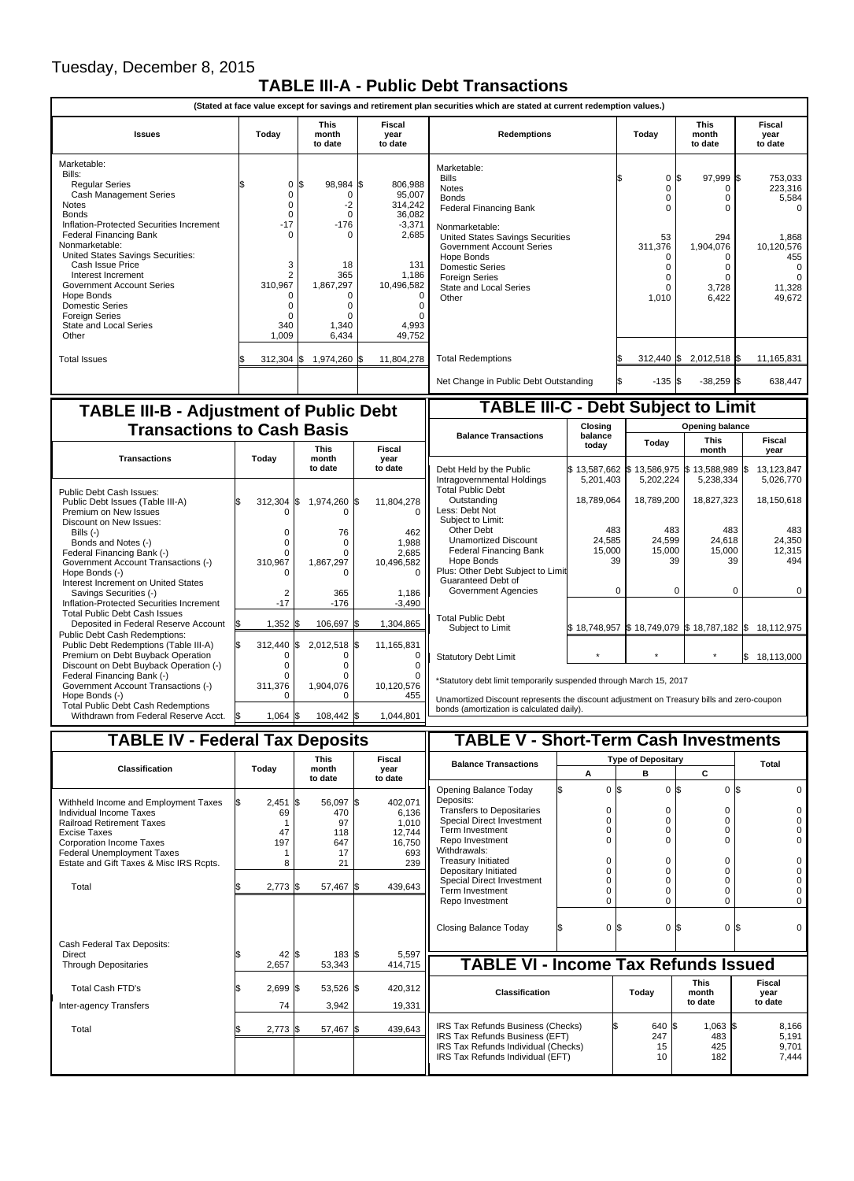Tuesday, December 8, 2015

# TABLE III-A - Public Debt Transactions

(Stated at face value except for savings and retirement plan securities which are stated at current redemption values.)

| Issues | Today | This month to date | Fiscal year to date |
|---|---|---|---|
| Marketable: | | | |
| Bills: | | | |
| Regular Series | $ 0 | $ 98,984 | $ 806,988 |
| Cash Management Series | 0 | 0 | 95,007 |
| Notes | 0 | -2 | 314,242 |
| Bonds | 0 | 0 | 36,082 |
| Inflation-Protected Securities Increment | -17 | -176 | -3,371 |
| Federal Financing Bank | 0 | 0 | 2,685 |
| Nonmarketable: | | | |
| United States Savings Securities: | | | |
| Cash Issue Price | 3 | 18 | 131 |
| Interest Increment | 2 | 365 | 1,186 |
| Government Account Series | 310,967 | 1,867,297 | 10,496,582 |
| Hope Bonds | 0 | 0 | 0 |
| Domestic Series | 0 | 0 | 0 |
| Foreign Series | 0 | 0 | 0 |
| State and Local Series | 340 | 1,340 | 4,993 |
| Other | 1,009 | 6,434 | 49,752 |
| Total Issues | $ 312,304 | $ 1,974,260 | $ 11,804,278 |

| Redemptions | Today | This month to date | Fiscal year to date |
|---|---|---|---|
| Marketable: | | | |
| Bills | $ 0 | $ 97,999 | $ 753,033 |
| Notes | 0 | 0 | 223,316 |
| Bonds | 0 | 0 | 5,584 |
| Federal Financing Bank | 0 | 0 | 0 |
| Nonmarketable: | | | |
| United States Savings Securities | 53 | 294 | 1,868 |
| Government Account Series | 311,376 | 1,904,076 | 10,120,576 |
| Hope Bonds | 0 | 0 | 455 |
| Domestic Series | 0 | 0 | 0 |
| Foreign Series | 0 | 0 | 0 |
| State and Local Series | 0 | 3,728 | 11,328 |
| Other | 1,010 | 6,422 | 49,672 |
| Total Redemptions | $ 312,440 | $ 2,012,518 | $ 11,165,831 |
| Net Change in Public Debt Outstanding | $ -135 | $ -38,259 | $ 638,447 |

# TABLE III-B - Adjustment of Public Debt Transactions to Cash Basis

| Transactions | Today | This month to date | Fiscal year to date |
|---|---|---|---|
| Public Debt Cash Issues: | | | |
| Public Debt Issues (Table III-A) | $ 312,304 | $ 1,974,260 | $ 11,804,278 |
| Premium on New Issues | 0 | 0 | 0 |
| Discount on New Issues: | | | |
| Bills (-) | 0 | 76 | 462 |
| Bonds and Notes (-) | 0 | 0 | 1,988 |
| Federal Financing Bank (-) | 0 | 0 | 2,685 |
| Government Account Transactions (-) | 310,967 | 1,867,297 | 10,496,582 |
| Hope Bonds (-) | 0 | 0 | 0 |
| Interest Increment on United States Savings Securities (-) | 2 | 365 | 1,186 |
| Inflation-Protected Securities Increment | -17 | -176 | -3,490 |
| Total Public Debt Cash Issues Deposited in Federal Reserve Account | $ 1,352 | $ 106,697 | $ 1,304,865 |
| Public Debt Cash Redemptions: | | | |
| Public Debt Redemptions (Table III-A) | $ 312,440 | $ 2,012,518 | $ 11,165,831 |
| Premium on Debt Buyback Operation | 0 | 0 | 0 |
| Discount on Debt Buyback Operation (-) | 0 | 0 | 0 |
| Federal Financing Bank (-) | 0 | 0 | 0 |
| Government Account Transactions (-) | 311,376 | 1,904,076 | 10,120,576 |
| Hope Bonds (-) | 0 | 0 | 455 |
| Total Public Debt Cash Redemptions Withdrawn from Federal Reserve Acct. | $ 1,064 | $ 108,442 | $ 1,044,801 |

# TABLE III-C - Debt Subject to Limit

| Balance Transactions | Closing balance today | Opening balance Today | Opening balance This month | Opening balance Fiscal year |
|---|---|---|---|---|
| Debt Held by the Public | $ 13,587,662 | $ 13,586,975 | $ 13,588,989 | $ 13,123,847 |
| Intragovernmental Holdings | 5,201,403 | 5,202,224 | 5,238,334 | 5,026,770 |
| Total Public Debt Outstanding | 18,789,064 | 18,789,200 | 18,827,323 | 18,150,618 |
| Less: Debt Not Subject to Limit: | | | | |
| Other Debt | 483 | 483 | 483 | 483 |
| Unamortized Discount | 24,585 | 24,599 | 24,618 | 24,350 |
| Federal Financing Bank | 15,000 | 15,000 | 15,000 | 12,315 |
| Hope Bonds | 39 | 39 | 39 | 494 |
| Plus: Other Debt Subject to Limit | | | | |
| Guaranteed Debt of Government Agencies | 0 | 0 | 0 | 0 |
| Total Public Debt Subject to Limit | $ 18,748,957 | $ 18,749,079 | $ 18,787,182 | $ 18,112,975 |
| Statutory Debt Limit | * | * | * | $ 18,113,000 |

*Statutory debt limit temporarily suspended through March 15, 2017

Unamortized Discount represents the discount adjustment on Treasury bills and zero-coupon bonds (amortization is calculated daily).

# TABLE IV - Federal Tax Deposits

| Classification | Today | This month to date | Fiscal year to date |
|---|---|---|---|
| Withheld Income and Employment Taxes | $ 2,451 | $ 56,097 | $ 402,071 |
| Individual Income Taxes | 69 | 470 | 6,136 |
| Railroad Retirement Taxes | 1 | 97 | 1,010 |
| Excise Taxes | 47 | 118 | 12,744 |
| Corporation Income Taxes | 197 | 647 | 16,750 |
| Federal Unemployment Taxes | 1 | 17 | 693 |
| Estate and Gift Taxes & Misc IRS Rcpts. | 8 | 21 | 239 |
| Total | $ 2,773 | $ 57,467 | $ 439,643 |
| Cash Federal Tax Deposits: | | | |
| Direct | $ 42 | $ 183 | $ 5,597 |
| Through Depositaries | 2,657 | 53,343 | 414,715 |
| Total Cash FTD's | $ 2,699 | $ 53,526 | $ 420,312 |
| Inter-agency Transfers | 74 | 3,942 | 19,331 |
| Total | $ 2,773 | $ 57,467 | $ 439,643 |

# TABLE V - Short-Term Cash Investments

| Balance Transactions | Type of Depositary A | Type of Depositary B | Type of Depositary C | Total |
|---|---|---|---|---|
| Opening Balance Today | $ 0 | $ 0 | $ 0 | $ 0 |
| Deposits: | | | | |
| Transfers to Depositaries | 0 | 0 | 0 | 0 |
| Special Direct Investment | 0 | 0 | 0 | 0 |
| Term Investment | 0 | 0 | 0 | 0 |
| Repo Investment | 0 | 0 | 0 | 0 |
| Withdrawals: | | | | |
| Treasury Initiated | 0 | 0 | 0 | 0 |
| Depositary Initiated | 0 | 0 | 0 | 0 |
| Special Direct Investment | 0 | 0 | 0 | 0 |
| Term Investment | 0 | 0 | 0 | 0 |
| Repo Investment | 0 | 0 | 0 | 0 |
| Closing Balance Today | $ 0 | $ 0 | $ 0 | $ 0 |

# TABLE VI - Income Tax Refunds Issued

| Classification | Today | This month to date | Fiscal year to date |
|---|---|---|---|
| IRS Tax Refunds Business (Checks) | $ 640 | $ 1,063 | $ 8,166 |
| IRS Tax Refunds Business (EFT) | 247 | 483 | 5,191 |
| IRS Tax Refunds Individual (Checks) | 15 | 425 | 9,701 |
| IRS Tax Refunds Individual (EFT) | 10 | 182 | 7,444 |